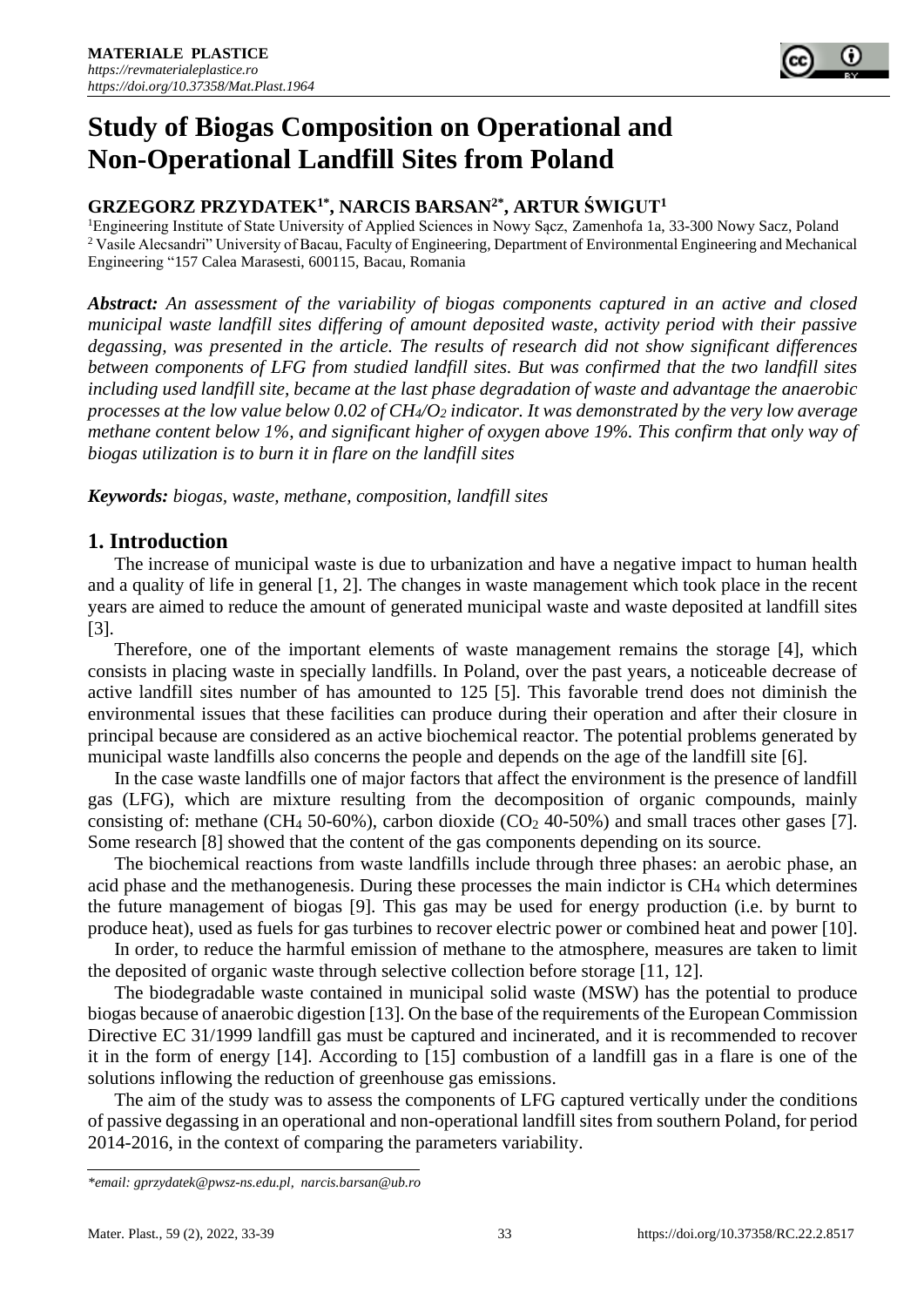# Study of Biogas Composition on Operational and Non-Operational Landfill Sites from Poland

**GRZEGORZ PRZYDATEK[1*], NARCIS BARSAN[2*], ARTUR ŚWIGUT[1]**

[1]Engineering Institute of State University of Applied Sciences in Nowy Sącz, Zamenhofa 1a, 33-300 Nowy Sacz, Poland
[2] Vasile Alecsandri" University of Bacau, Faculty of Engineering, Department of Environmental Engineering and Mechanical Engineering "157 Calea Marasesti, 600115, Bacau, Romania

***Abstract:*** *An assessment of the variability of biogas components captured in an active and closed municipal waste landfill sites differing of amount deposited waste, activity period with their passive degassing, was presented in the article. The results of research did not show significant differences between components of LFG from studied landfill sites. But was confirmed that the two landfill sites including used landfill site, became at the last phase degradation of waste and advantage the anaerobic processes at the low value below 0.02 of $CH_4/O_2$ indicator. It was demonstrated by the very low average methane content below 1%, and significant higher of oxygen above 19%. This confirm that only way of biogas utilization is to burn it in flare on the landfill sites*

***Keywords:*** *biogas, waste, methane, composition, landfill sites*

## 1. Introduction

The increase of municipal waste is due to urbanization and have a negative impact to human health and a quality of life in general [1, 2]. The changes in waste management which took place in the recent years are aimed to reduce the amount of generated municipal waste and waste deposited at landfill sites [3].

Therefore, one of the important elements of waste management remains the storage [4], which consists in placing waste in specially landfills. In Poland, over the past years, a noticeable decrease of active landfill sites number of has amounted to 125 [5]. This favorable trend does not diminish the environmental issues that these facilities can produce during their operation and after their closure in principal because are considered as an active biochemical reactor. The potential problems generated by municipal waste landfills also concerns the people and depends on the age of the landfill site [6].

In the case waste landfills one of major factors that affect the environment is the presence of landfill gas (LFG), which are mixture resulting from the decomposition of organic compounds, mainly consisting of: methane ($CH_4$ 50-60%), carbon dioxide ($CO_2$ 40-50%) and small traces other gases [7]. Some research [8] showed that the content of the gas components depending on its source.

The biochemical reactions from waste landfills include through three phases: an aerobic phase, an acid phase and the methanogenesis. During these processes the main indictor is $CH_4$ which determines the future management of biogas [9]. This gas may be used for energy production (i.e. by burnt to produce heat), used as fuels for gas turbines to recover electric power or combined heat and power [10].

In order, to reduce the harmful emission of methane to the atmosphere, measures are taken to limit the deposited of organic waste through selective collection before storage [11, 12].

The biodegradable waste contained in municipal solid waste (MSW) has the potential to produce biogas because of anaerobic digestion [13]. On the base of the requirements of the European Commission Directive EC 31/1999 landfill gas must be captured and incinerated, and it is recommended to recover it in the form of energy [14]. According to [15] combustion of a landfill gas in a flare is one of the solutions inflowing the reduction of greenhouse gas emissions.

The aim of the study was to assess the components of LFG captured vertically under the conditions of passive degassing in an operational and non-operational landfill sites from southern Poland, for period 2014-2016, in the context of comparing the parameters variability.

---

*\*email: gprzydatek@pwsz-ns.edu.pl, narcis.barsan@ub.ro*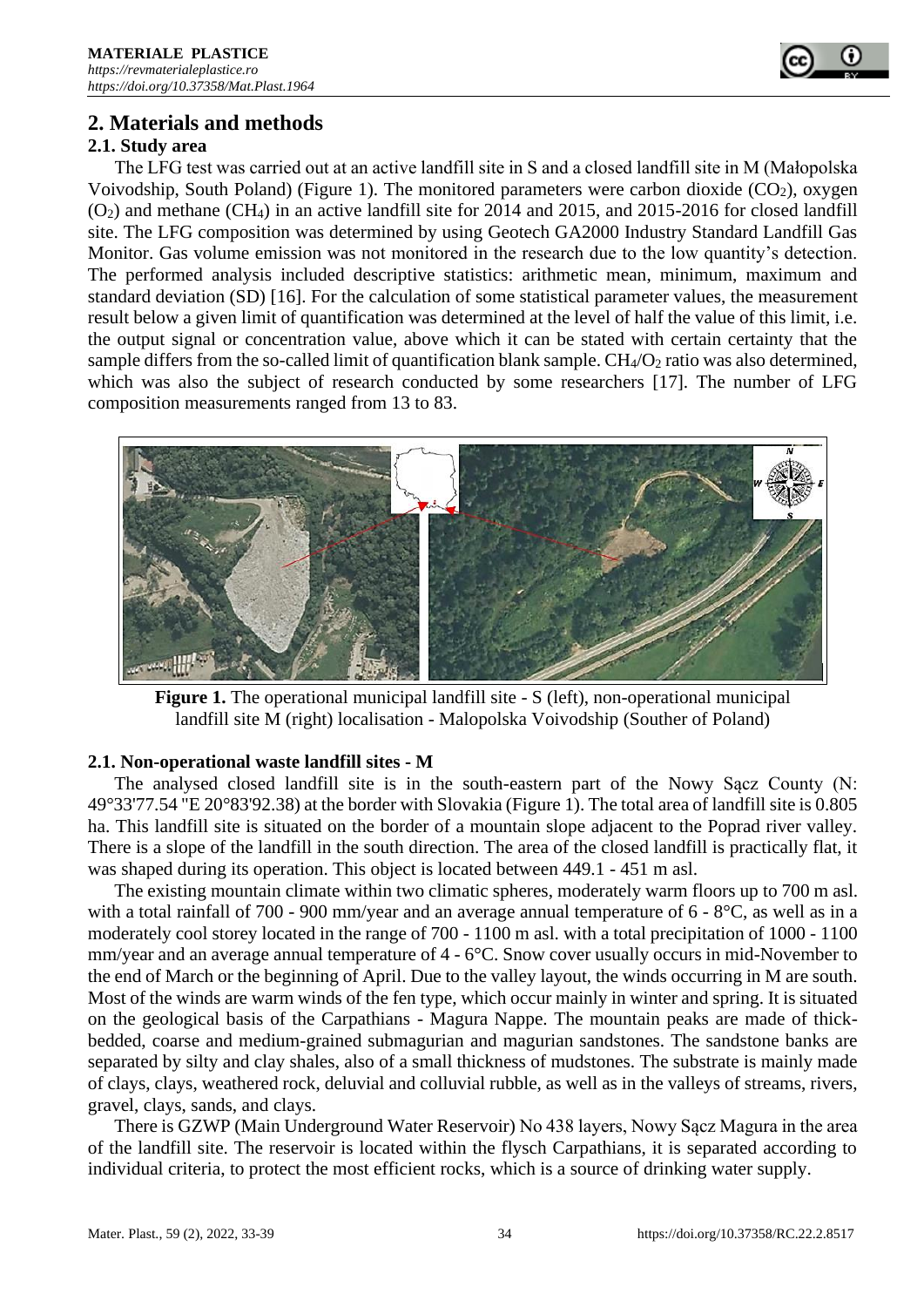## 2. Materials and methods

### 2.1. Study area

The LFG test was carried out at an active landfill site in S and a closed landfill site in M (Małopolska Voivodship, South Poland) (Figure 1). The monitored parameters were carbon dioxide ($CO_2$), oxygen ($O_2$) and methane ($CH_4$) in an active landfill site for 2014 and 2015, and 2015-2016 for closed landfill site. The LFG composition was determined by using Geotech GA2000 Industry Standard Landfill Gas Monitor. Gas volume emission was not monitored in the research due to the low quantity's detection. The performed analysis included descriptive statistics: arithmetic mean, minimum, maximum and standard deviation (SD) [16]. For the calculation of some statistical parameter values, the measurement result below a given limit of quantification was determined at the level of half the value of this limit, i.e. the output signal or concentration value, above which it can be stated with certain certainty that the sample differs from the so-called limit of quantification blank sample. $CH_4/O_2$ ratio was also determined, which was also the subject of research conducted by some researchers [17]. The number of LFG composition measurements ranged from 13 to 83.

**Figure 1.** The operational municipal landfill site - S (left), non-operational municipal landfill site M (right) localisation - Malopolska Voivodship (Souther of Poland)

### 2.1. Non-operational waste landfill sites - M

The analysed closed landfill site is in the south-eastern part of the Nowy Sącz County (N: 49°33'77.54 "E 20°83'92.38) at the border with Slovakia (Figure 1). The total area of landfill site is 0.805 ha. This landfill site is situated on the border of a mountain slope adjacent to the Poprad river valley. There is a slope of the landfill in the south direction. The area of the closed landfill is practically flat, it was shaped during its operation. This object is located between 449.1 - 451 m asl.

The existing mountain climate within two climatic spheres, moderately warm floors up to 700 m asl. with a total rainfall of 700 - 900 mm/year and an average annual temperature of 6 - 8°C, as well as in a moderately cool storey located in the range of 700 - 1100 m asl. with a total precipitation of 1000 - 1100 mm/year and an average annual temperature of 4 - 6°C. Snow cover usually occurs in mid-November to the end of March or the beginning of April. Due to the valley layout, the winds occurring in M are south. Most of the winds are warm winds of the fen type, which occur mainly in winter and spring. It is situated on the geological basis of the Carpathians - Magura Nappe. The mountain peaks are made of thick-bedded, coarse and medium-grained submagurian and magurian sandstones. The sandstone banks are separated by silty and clay shales, also of a small thickness of mudstones. The substrate is mainly made of clays, clays, weathered rock, deluvial and colluvial rubble, as well as in the valleys of streams, rivers, gravel, clays, sands, and clays.

There is GZWP (Main Underground Water Reservoir) No 438 layers, Nowy Sącz Magura in the area of the landfill site. The reservoir is located within the flysch Carpathians, it is separated according to individual criteria, to protect the most efficient rocks, which is a source of drinking water supply.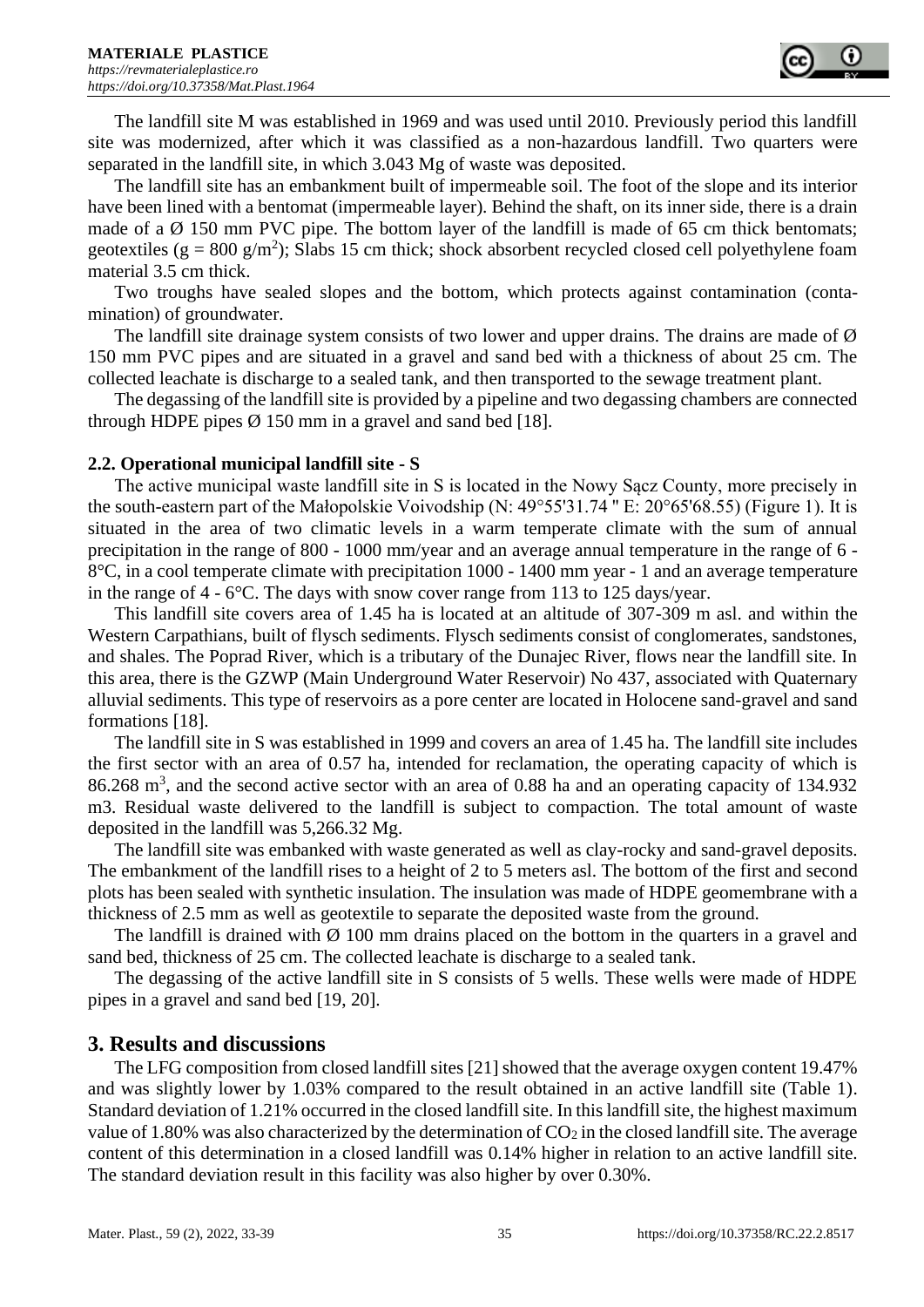The landfill site M was established in 1969 and was used until 2010. Previously period this landfill site was modernized, after which it was classified as a non-hazardous landfill. Two quarters were separated in the landfill site, in which 3.043 Mg of waste was deposited.

The landfill site has an embankment built of impermeable soil. The foot of the slope and its interior have been lined with a bentomat (impermeable layer). Behind the shaft, on its inner side, there is a drain made of a Ø 150 mm PVC pipe. The bottom layer of the landfill is made of 65 cm thick bentomats; geotextiles (g = 800 g/m$^2$); Slabs 15 cm thick; shock absorbent recycled closed cell polyethylene foam material 3.5 cm thick.

Two troughs have sealed slopes and the bottom, which protects against contamination (contamination) of groundwater.

The landfill site drainage system consists of two lower and upper drains. The drains are made of Ø 150 mm PVC pipes and are situated in a gravel and sand bed with a thickness of about 25 cm. The collected leachate is discharge to a sealed tank, and then transported to the sewage treatment plant.

The degassing of the landfill site is provided by a pipeline and two degassing chambers are connected through HDPE pipes Ø 150 mm in a gravel and sand bed [18].

### 2.2. Operational municipal landfill site - S

The active municipal waste landfill site in S is located in the Nowy Sącz County, more precisely in the south-eastern part of the Małopolskie Voivodship (N: 49°55'31.74 '' E: 20°65'68.55) (Figure 1). It is situated in the area of two climatic levels in a warm temperate climate with the sum of annual precipitation in the range of 800 - 1000 mm/year and an average annual temperature in the range of 6 - 8°C, in a cool temperate climate with precipitation 1000 - 1400 mm year - 1 and an average temperature in the range of 4 - 6°C. The days with snow cover range from 113 to 125 days/year.

This landfill site covers area of 1.45 ha is located at an altitude of 307-309 m asl. and within the Western Carpathians, built of flysch sediments. Flysch sediments consist of conglomerates, sandstones, and shales. The Poprad River, which is a tributary of the Dunajec River, flows near the landfill site. In this area, there is the GZWP (Main Underground Water Reservoir) No 437, associated with Quaternary alluvial sediments. This type of reservoirs as a pore center are located in Holocene sand-gravel and sand formations [18].

The landfill site in S was established in 1999 and covers an area of 1.45 ha. The landfill site includes the first sector with an area of 0.57 ha, intended for reclamation, the operating capacity of which is 86.268 m$^3$, and the second active sector with an area of 0.88 ha and an operating capacity of 134.932 m3. Residual waste delivered to the landfill is subject to compaction. The total amount of waste deposited in the landfill was 5,266.32 Mg.

The landfill site was embanked with waste generated as well as clay-rocky and sand-gravel deposits. The embankment of the landfill rises to a height of 2 to 5 meters asl. The bottom of the first and second plots has been sealed with synthetic insulation. The insulation was made of HDPE geomembrane with a thickness of 2.5 mm as well as geotextile to separate the deposited waste from the ground.

The landfill is drained with Ø 100 mm drains placed on the bottom in the quarters in a gravel and sand bed, thickness of 25 cm. The collected leachate is discharge to a sealed tank.

The degassing of the active landfill site in S consists of 5 wells. These wells were made of HDPE pipes in a gravel and sand bed [19, 20].

## 3. Results and discussions

The LFG composition from closed landfill sites [21] showed that the average oxygen content 19.47% and was slightly lower by 1.03% compared to the result obtained in an active landfill site (Table 1). Standard deviation of 1.21% occurred in the closed landfill site. In this landfill site, the highest maximum value of 1.80% was also characterized by the determination of $CO_2$ in the closed landfill site. The average content of this determination in a closed landfill was 0.14% higher in relation to an active landfill site. The standard deviation result in this facility was also higher by over 0.30%.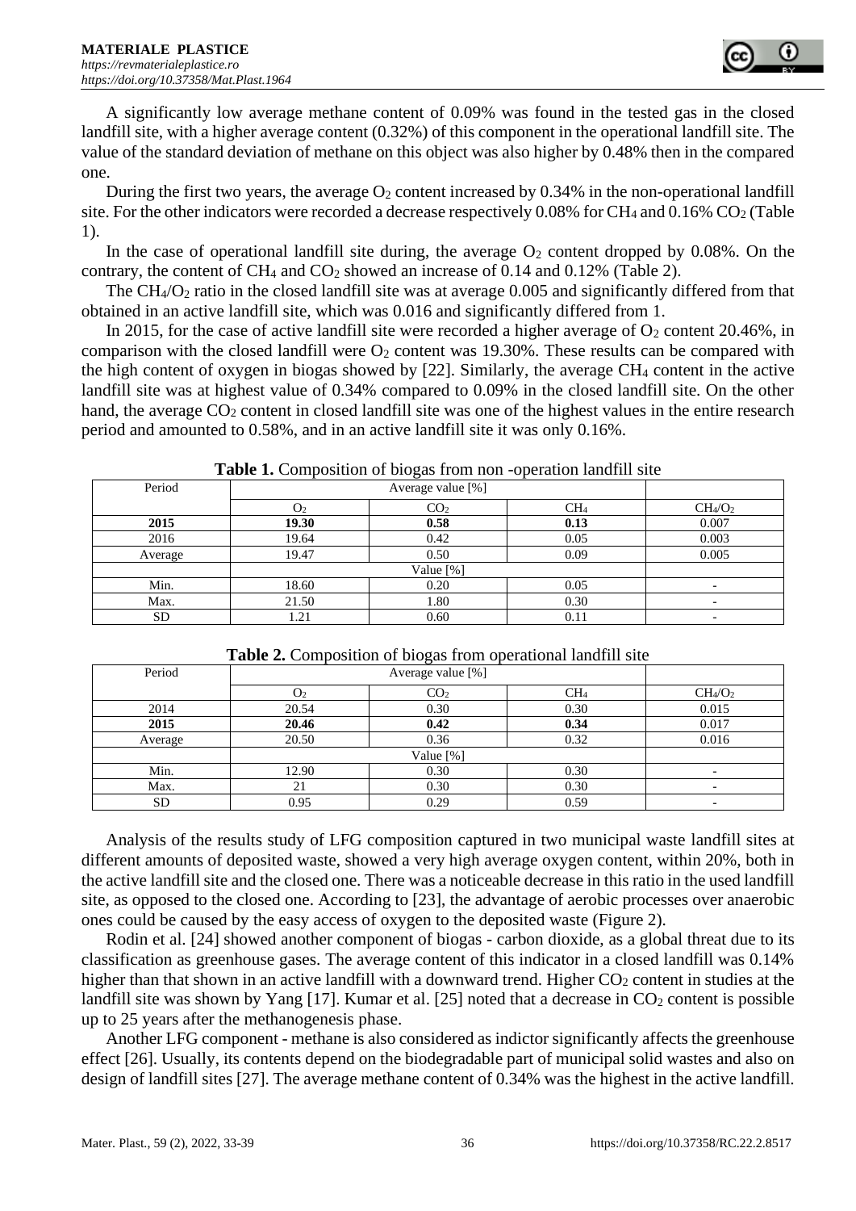A significantly low average methane content of 0.09% was found in the tested gas in the closed landfill site, with a higher average content (0.32%) of this component in the operational landfill site. The value of the standard deviation of methane on this object was also higher by 0.48% then in the compared one.

During the first two years, the average $O_2$ content increased by 0.34% in the non-operational landfill site. For the other indicators were recorded a decrease respectively 0.08% for $CH_4$ and 0.16% $CO_2$ (Table 1).

In the case of operational landfill site during, the average $O_2$ content dropped by 0.08%. On the contrary, the content of $CH_4$ and $CO_2$ showed an increase of 0.14 and 0.12% (Table 2).

The $CH_4/O_2$ ratio in the closed landfill site was at average 0.005 and significantly differed from that obtained in an active landfill site, which was 0.016 and significantly differed from 1.

In 2015, for the case of active landfill site were recorded a higher average of $O_2$ content 20.46%, in comparison with the closed landfill were $O_2$ content was 19.30%. These results can be compared with the high content of oxygen in biogas showed by [22]. Similarly, the average $CH_4$ content in the active landfill site was at highest value of 0.34% compared to 0.09% in the closed landfill site. On the other hand, the average $CO_2$ content in closed landfill site was one of the highest values in the entire research period and amounted to 0.58%, and in an active landfill site it was only 0.16%.

**Table 1.** Composition of biogas from non -operation landfill site

| Period | Average value [%] | | | |
|---|---|---|---|---|
| | $O_2$ | $CO_2$ | $CH_4$ | $CH_4/O_2$ |
| **2015** | **19.30** | **0.58** | **0.13** | 0.007 |
| 2016 | 19.64 | 0.42 | 0.05 | 0.003 |
| Average | 19.47 | 0.50 | 0.09 | 0.005 |
| | Value [%] | | | |
| Min. | 18.60 | 0.20 | 0.05 | - |
| Max. | 21.50 | 1.80 | 0.30 | - |
| SD | 1.21 | 0.60 | 0.11 | - |

**Table 2.** Composition of biogas from operational landfill site

| Period | Average value [%] | | | |
|---|---|---|---|---|
| | $O_2$ | $CO_2$ | $CH_4$ | $CH_4/O_2$ |
| 2014 | 20.54 | 0.30 | 0.30 | 0.015 |
| **2015** | **20.46** | **0.42** | **0.34** | 0.017 |
| Average | 20.50 | 0.36 | 0.32 | 0.016 |
| | Value [%] | | | |
| Min. | 12.90 | 0.30 | 0.30 | - |
| Max. | 21 | 0.30 | 0.30 | - |
| SD | 0.95 | 0.29 | 0.59 | - |

Analysis of the results study of LFG composition captured in two municipal waste landfill sites at different amounts of deposited waste, showed a very high average oxygen content, within 20%, both in the active landfill site and the closed one. There was a noticeable decrease in this ratio in the used landfill site, as opposed to the closed one. According to [23], the advantage of aerobic processes over anaerobic ones could be caused by the easy access of oxygen to the deposited waste (Figure 2).

Rodin et al. [24] showed another component of biogas - carbon dioxide, as a global threat due to its classification as greenhouse gases. The average content of this indicator in a closed landfill was 0.14% higher than that shown in an active landfill with a downward trend. Higher $CO_2$ content in studies at the landfill site was shown by Yang [17]. Kumar et al. [25] noted that a decrease in $CO_2$ content is possible up to 25 years after the methanogenesis phase.

Another LFG component - methane is also considered as indictor significantly affects the greenhouse effect [26]. Usually, its contents depend on the biodegradable part of municipal solid wastes and also on design of landfill sites [27]. The average methane content of 0.34% was the highest in the active landfill.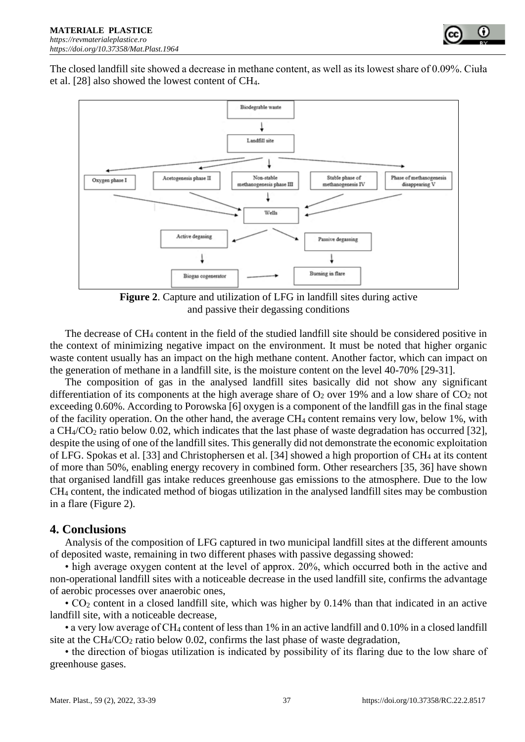The closed landfill site showed a decrease in methane content, as well as its lowest share of 0.09%. Ciuła et al. [28] also showed the lowest content of $CH_4$.

**Figure 2**. Capture and utilization of LFG in landfill sites during active and passive their degassing conditions

The decrease of $CH_4$ content in the field of the studied landfill site should be considered positive in the context of minimizing negative impact on the environment. It must be noted that higher organic waste content usually has an impact on the high methane content. Another factor, which can impact on the generation of methane in a landfill site, is the moisture content on the level 40-70% [29-31].

The composition of gas in the analysed landfill sites basically did not show any significant differentiation of its components at the high average share of $O_2$ over 19% and a low share of $CO_2$ not exceeding 0.60%. According to Porowska [6] oxygen is a component of the landfill gas in the final stage of the facility operation. On the other hand, the average $CH_4$ content remains very low, below 1%, with a $CH_4/CO_2$ ratio below 0.02, which indicates that the last phase of waste degradation has occurred [32], despite the using of one of the landfill sites. This generally did not demonstrate the economic exploitation of LFG. Spokas et al. [33] and Christophersen et al. [34] showed a high proportion of $CH_4$ at its content of more than 50%, enabling energy recovery in combined form. Other researchers [35, 36] have shown that organised landfill gas intake reduces greenhouse gas emissions to the atmosphere. Due to the low $CH_4$ content, the indicated method of biogas utilization in the analysed landfill sites may be combustion in a flare (Figure 2).

## 4. Conclusions

Analysis of the composition of LFG captured in two municipal landfill sites at the different amounts of deposited waste, remaining in two different phases with passive degassing showed:

- high average oxygen content at the level of approx. 20%, which occurred both in the active and non-operational landfill sites with a noticeable decrease in the used landfill site, confirms the advantage of aerobic processes over anaerobic ones,
- $CO_2$ content in a closed landfill site, which was higher by 0.14% than that indicated in an active landfill site, with a noticeable decrease,
- a very low average of $CH_4$ content of less than 1% in an active landfill and 0.10% in a closed landfill site at the $CH_4/CO_2$ ratio below 0.02, confirms the last phase of waste degradation,
- the direction of biogas utilization is indicated by possibility of its flaring due to the low share of greenhouse gases.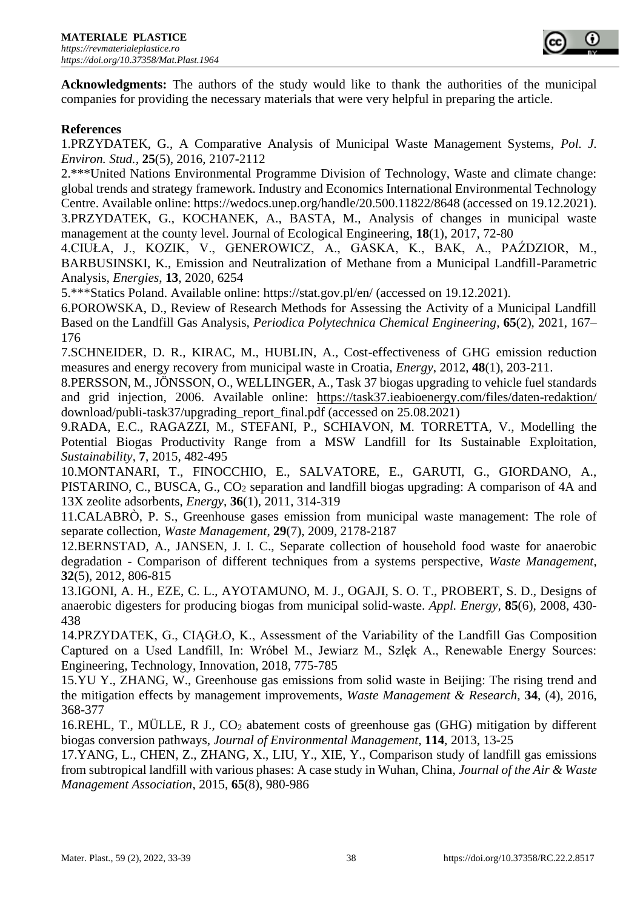**Acknowledgments:** The authors of the study would like to thank the authorities of the municipal companies for providing the necessary materials that were very helpful in preparing the article.

## References

1.PRZYDATEK, G., A Comparative Analysis of Municipal Waste Management Systems, *Pol. J. Environ. Stud.*, **25**(5), 2016, 2107-2112

2.***United Nations Environmental Programme Division of Technology, Waste and climate change: global trends and strategy framework. Industry and Economics International Environmental Technology Centre. Available online: https://wedocs.unep.org/handle/20.500.11822/8648 (accessed on 19.12.2021).

3.PRZYDATEK, G., KOCHANEK, A., BASTA, M., Analysis of changes in municipal waste management at the county level. Journal of Ecological Engineering, **18**(1), 2017, 72-80

4.CIUŁA, J., KOZIK, V., GENEROWICZ, A., GASKA, K., BAK, A., PAŹDZIOR, M., BARBUSINSKI, K., Emission and Neutralization of Methane from a Municipal Landfill-Parametric Analysis, *Energies*, **13**, 2020, 6254

5.***Statics Poland. Available online: https://stat.gov.pl/en/ (accessed on 19.12.2021).

6.POROWSKA, D., Review of Research Methods for Assessing the Activity of a Municipal Landfill Based on the Landfill Gas Analysis, *Periodica Polytechnica Chemical Engineering*, **65**(2), 2021, 167–176

7.SCHNEIDER, D. R., KIRAC, M., HUBLIN, A., Cost-effectiveness of GHG emission reduction measures and energy recovery from municipal waste in Croatia, *Energy*, 2012, **48**(1), 203-211.

8.PERSSON, M., JÖNSSON, O., WELLINGER, A., Task 37 biogas upgrading to vehicle fuel standards and grid injection, 2006. Available online: https://task37.ieabioenergy.com/files/daten-redaktion/download/publi-task37/upgrading_report_final.pdf (accessed on 25.08.2021)

9.RADA, E.C., RAGAZZI, M., STEFANI, P., SCHIAVON, M. TORRETTA, V., Modelling the Potential Biogas Productivity Range from a MSW Landfill for Its Sustainable Exploitation, *Sustainability*, **7**, 2015, 482-495

10.MONTANARI, T., FINOCCHIO, E., SALVATORE, E., GARUTI, G., GIORDANO, A., PISTARINO, C., BUSCA, G., $CO_2$ separation and landfill biogas upgrading: A comparison of 4A and 13X zeolite adsorbents, *Energy*, **36**(1), 2011, 314-319

11.CALABRÒ, P. S., Greenhouse gases emission from municipal waste management: The role of separate collection, *Waste Management*, **29**(7), 2009, 2178-2187

12.BERNSTAD, A., JANSEN, J. I. C., Separate collection of household food waste for anaerobic degradation - Comparison of different techniques from a systems perspective, *Waste Management*, **32**(5), 2012, 806-815

13.IGONI, A. H., EZE, C. L., AYOTAMUNO, M. J., OGAJI, S. O. T., PROBERT, S. D., Designs of anaerobic digesters for producing biogas from municipal solid-waste. *Appl. Energy*, **85**(6), 2008, 430-438

14.PRZYDATEK, G., CIĄGŁO, K., Assessment of the Variability of the Landfill Gas Composition Captured on a Used Landfill, In: Wróbel M., Jewiarz M., Szlęk A., Renewable Energy Sources: Engineering, Technology, Innovation, 2018, 775-785

15.YU Y., ZHANG, W., Greenhouse gas emissions from solid waste in Beijing: The rising trend and the mitigation effects by management improvements, *Waste Management & Research*, **34**, (4), 2016, 368-377

16.REHL, T., MÜLLE, R J., $CO_2$ abatement costs of greenhouse gas (GHG) mitigation by different biogas conversion pathways, *Journal of Environmental Management*, **114**, 2013, 13-25

17.YANG, L., CHEN, Z., ZHANG, X., LIU, Y., XIE, Y., Comparison study of landfill gas emissions from subtropical landfill with various phases: A case study in Wuhan, China, *Journal of the Air & Waste Management Association*, 2015, **65**(8), 980-986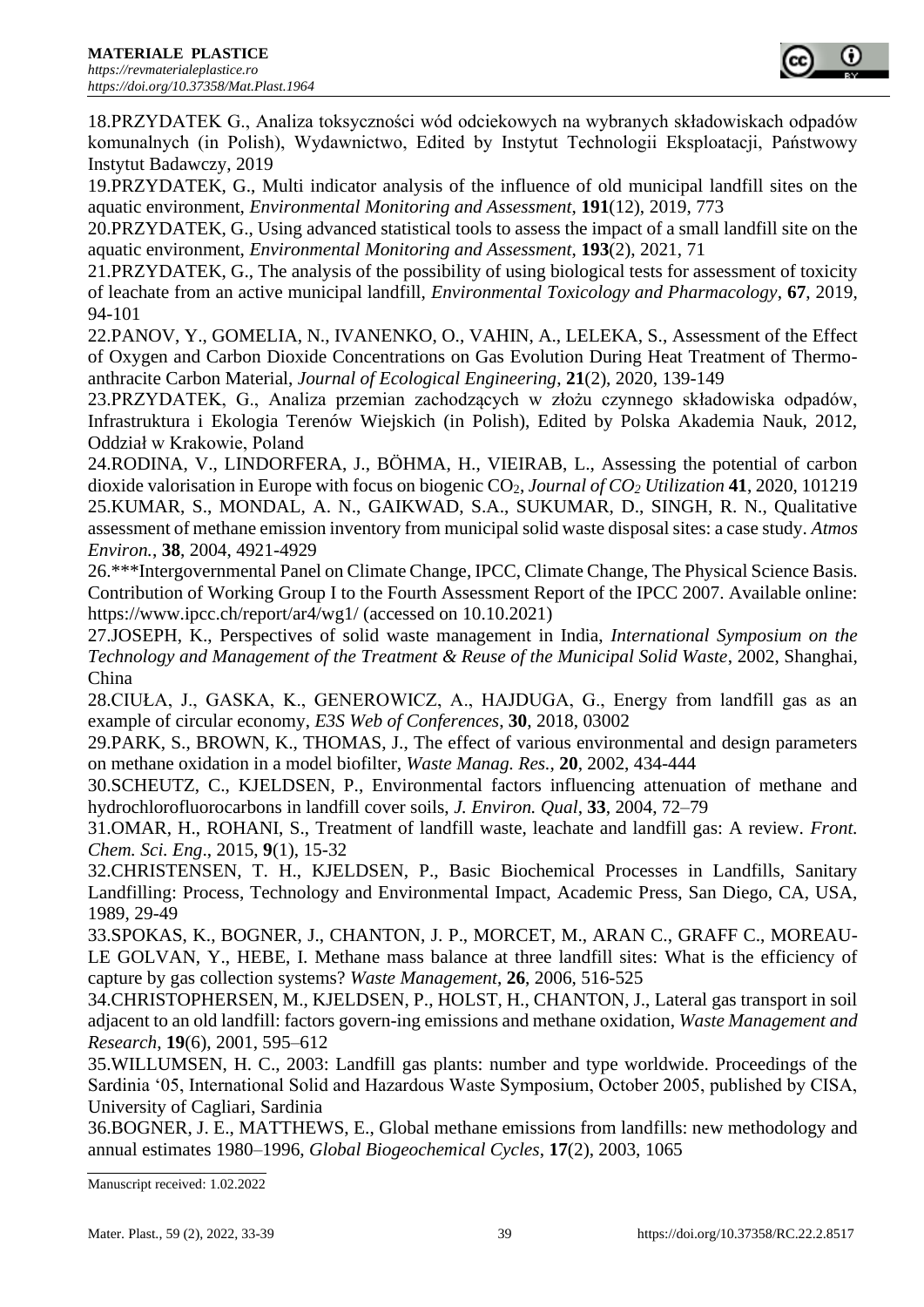18.PRZYDATEK G., Analiza toksyczności wód odciekowych na wybranych składowiskach odpadów komunalnych (in Polish), Wydawnictwo, Edited by Instytut Technologii Eksploatacji, Państwowy Instytut Badawczy, 2019

19.PRZYDATEK, G., Multi indicator analysis of the influence of old municipal landfill sites on the aquatic environment, *Environmental Monitoring and Assessment*, **191**(12), 2019, 773

20.PRZYDATEK, G., Using advanced statistical tools to assess the impact of a small landfill site on the aquatic environment, *Environmental Monitoring and Assessment*, **193**(2), 2021, 71

21.PRZYDATEK, G., The analysis of the possibility of using biological tests for assessment of toxicity of leachate from an active municipal landfill, *Environmental Toxicology and Pharmacology*, **67**, 2019, 94-101

22.PANOV, Y., GOMELIA, N., IVANENKO, O., VAHIN, A., LELEKA, S., Assessment of the Effect of Oxygen and Carbon Dioxide Concentrations on Gas Evolution During Heat Treatment of Thermo-anthracite Carbon Material, *Journal of Ecological Engineering*, **21**(2), 2020, 139-149

23.PRZYDATEK, G., Analiza przemian zachodzących w złożu czynnego składowiska odpadów, Infrastruktura i Ekologia Terenów Wiejskich (in Polish), Edited by Polska Akademia Nauk, 2012, Oddział w Krakowie, Poland

24.RODINA, V., LINDORFERA, J., BÖHMA, H., VIEIRAB, L., Assessing the potential of carbon dioxide valorisation in Europe with focus on biogenic $CO_2$, *Journal of $CO_2$ Utilization* **41**, 2020, 101219

25.KUMAR, S., MONDAL, A. N., GAIKWAD, S.A., SUKUMAR, D., SINGH, R. N., Qualitative assessment of methane emission inventory from municipal solid waste disposal sites: a case study. *Atmos Environ.*, **38**, 2004, 4921-4929

26.***Intergovernmental Panel on Climate Change, IPCC, Climate Change, The Physical Science Basis. Contribution of Working Group I to the Fourth Assessment Report of the IPCC 2007. Available online: https://www.ipcc.ch/report/ar4/wg1/ (accessed on 10.10.2021)

27.JOSEPH, K., Perspectives of solid waste management in India, *International Symposium on the Technology and Management of the Treatment & Reuse of the Municipal Solid Waste*, 2002, Shanghai, China

28.CIUŁA, J., GASKA, K., GENEROWICZ, A., HAJDUGA, G., Energy from landfill gas as an example of circular economy, *E3S Web of Conferences*, **30**, 2018, 03002

29.PARK, S., BROWN, K., THOMAS, J., The effect of various environmental and design parameters on methane oxidation in a model biofilter, *Waste Manag. Res.*, **20**, 2002, 434-444

30.SCHEUTZ, C., KJELDSEN, P., Environmental factors influencing attenuation of methane and hydrochlorofluorocarbons in landfill cover soils, *J. Environ. Qual*, **33**, 2004, 72–79

31.OMAR, H., ROHANI, S., Treatment of landfill waste, leachate and landfill gas: A review. *Front. Chem. Sci. Eng*., 2015, **9**(1), 15-32

32.CHRISTENSEN, T. H., KJELDSEN, P., Basic Biochemical Processes in Landfills, Sanitary Landfilling: Process, Technology and Environmental Impact, Academic Press, San Diego, CA, USA, 1989, 29-49

33.SPOKAS, K., BOGNER, J., CHANTON, J. P., MORCET, M., ARAN C., GRAFF C., MOREAU-LE GOLVAN, Y., HEBE, I. Methane mass balance at three landfill sites: What is the efficiency of capture by gas collection systems? *Waste Management*, **26**, 2006, 516-525

34.CHRISTOPHERSEN, M., KJELDSEN, P., HOLST, H., CHANTON, J., Lateral gas transport in soil adjacent to an old landfill: factors govern-ing emissions and methane oxidation, *Waste Management and Research*, **19**(6), 2001, 595–612

35.WILLUMSEN, H. C., 2003: Landfill gas plants: number and type worldwide. Proceedings of the Sardinia '05, International Solid and Hazardous Waste Symposium, October 2005, published by CISA, University of Cagliari, Sardinia

36.BOGNER, J. E., MATTHEWS, E., Global methane emissions from landfills: new methodology and annual estimates 1980–1996, *Global Biogeochemical Cycles*, **17**(2), 2003, 1065

Manuscript received: 1.02.2022